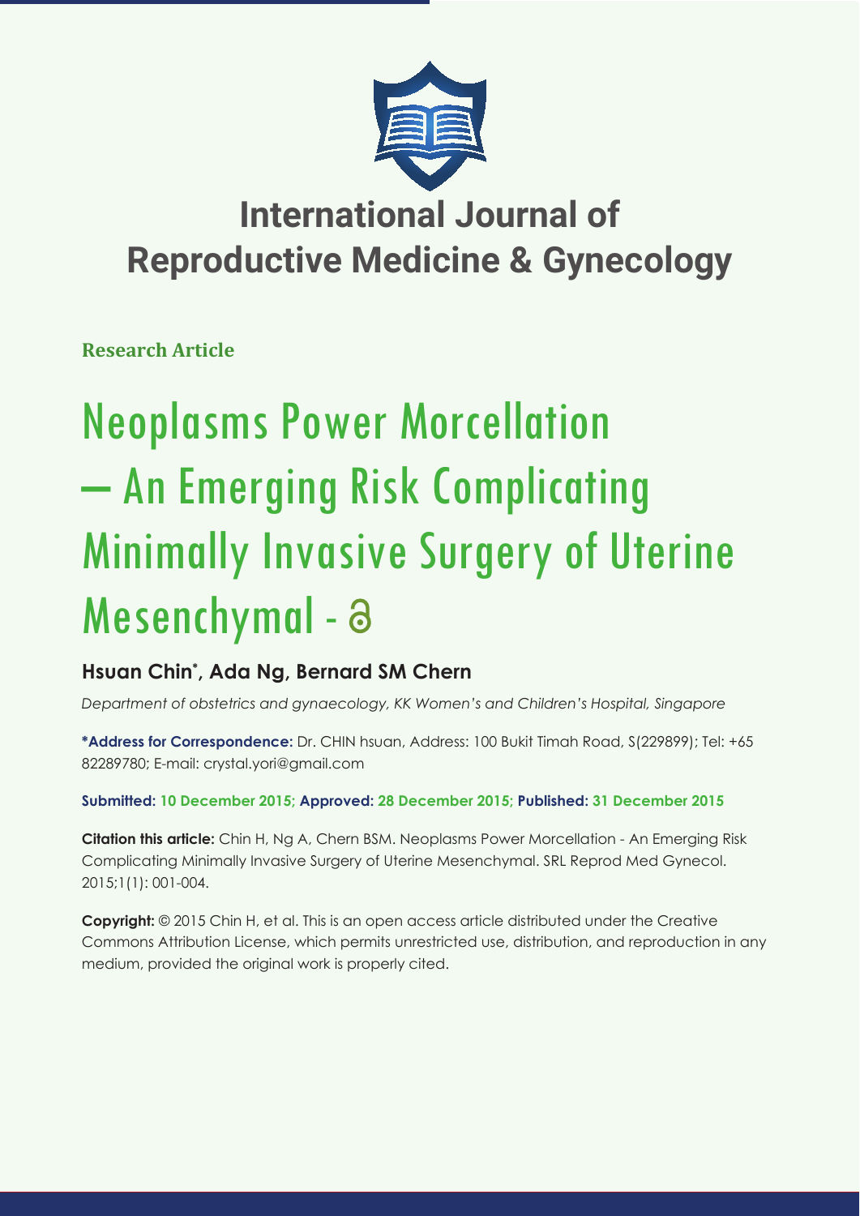# International Journal of Reproductive Medicine & Gynecology

**Research Article**

# Neoplasms Power Morcellation – An Emerging Risk Complicating Minimally Invasive Surgery of Uterine Mesenchymal -

## Hsuan Chin*, Ada Ng, Bernard SM Chern

*Department of obstetrics and gynaecology, KK Women's and Children's Hospital, Singapore*

**\*Address for Correspondence:** Dr. CHIN hsuan, Address: 100 Bukit Timah Road, S(229899); Tel: +65 82289780; E-mail: crystal.yori@gmail.com

**Submitted: 10 December 2015; Approved: 28 December 2015; Published: 31 December 2015**

**Citation this article:** Chin H, Ng A, Chern BSM. Neoplasms Power Morcellation - An Emerging Risk Complicating Minimally Invasive Surgery of Uterine Mesenchymal. SRL Reprod Med Gynecol. 2015;1(1): 001-004.

**Copyright:** © 2015 Chin H, et al. This is an open access article distributed under the Creative Commons Attribution License, which permits unrestricted use, distribution, and reproduction in any medium, provided the original work is properly cited.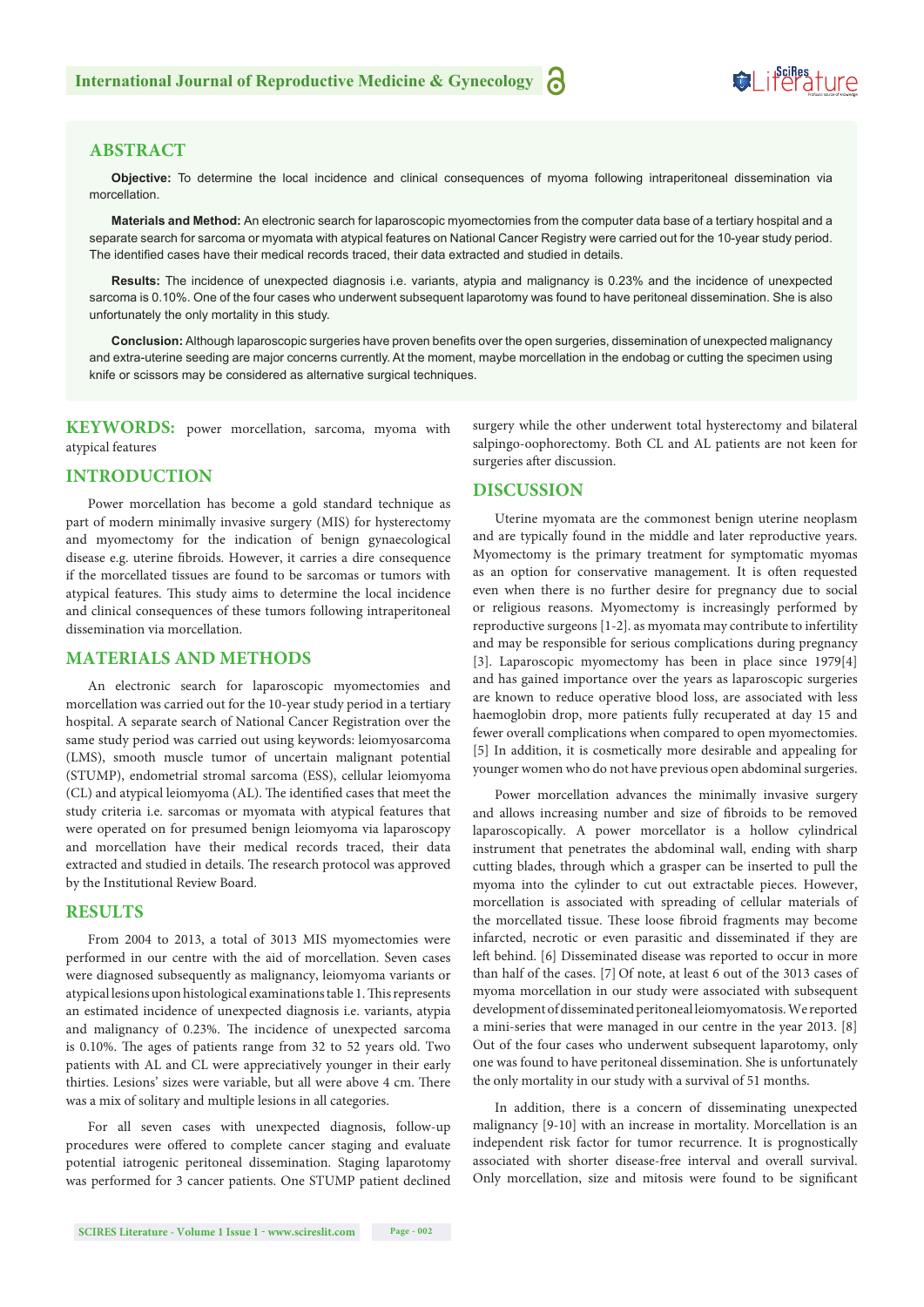## ABSTRACT

**Objective:** To determine the local incidence and clinical consequences of myoma following intraperitoneal dissemination via morcellation.

**Materials and Method:** An electronic search for laparoscopic myomectomies from the computer data base of a tertiary hospital and a separate search for sarcoma or myomata with atypical features on National Cancer Registry were carried out for the 10-year study period. The identified cases have their medical records traced, their data extracted and studied in details.

**Results:** The incidence of unexpected diagnosis i.e. variants, atypia and malignancy is 0.23% and the incidence of unexpected sarcoma is 0.10%. One of the four cases who underwent subsequent laparotomy was found to have peritoneal dissemination. She is also unfortunately the only mortality in this study.

**Conclusion:** Although laparoscopic surgeries have proven benefits over the open surgeries, dissemination of unexpected malignancy and extra-uterine seeding are major concerns currently. At the moment, maybe morcellation in the endobag or cutting the specimen using knife or scissors may be considered as alternative surgical techniques.

**KEYWORDS:** power morcellation, sarcoma, myoma with atypical features

## INTRODUCTION

Power morcellation has become a gold standard technique as part of modern minimally invasive surgery (MIS) for hysterectomy and myomectomy for the indication of benign gynaecological disease e.g. uterine fibroids. However, it carries a dire consequence if the morcellated tissues are found to be sarcomas or tumors with atypical features. This study aims to determine the local incidence and clinical consequences of these tumors following intraperitoneal dissemination via morcellation.

## MATERIALS AND METHODS

An electronic search for laparoscopic myomectomies and morcellation was carried out for the 10-year study period in a tertiary hospital. A separate search of National Cancer Registration over the same study period was carried out using keywords: leiomyosarcoma (LMS), smooth muscle tumor of uncertain malignant potential (STUMP), endometrial stromal sarcoma (ESS), cellular leiomyoma (CL) and atypical leiomyoma (AL). The identified cases that meet the study criteria i.e. sarcomas or myomata with atypical features that were operated on for presumed benign leiomyoma via laparoscopy and morcellation have their medical records traced, their data extracted and studied in details. The research protocol was approved by the Institutional Review Board.

## RESULTS

From 2004 to 2013, a total of 3013 MIS myomectomies were performed in our centre with the aid of morcellation. Seven cases were diagnosed subsequently as malignancy, leiomyoma variants or atypical lesions upon histological examinations table 1. This represents an estimated incidence of unexpected diagnosis i.e. variants, atypia and malignancy of 0.23%. The incidence of unexpected sarcoma is 0.10%. The ages of patients range from 32 to 52 years old. Two patients with AL and CL were appreciatively younger in their early thirties. Lesions' sizes were variable, but all were above 4 cm. There was a mix of solitary and multiple lesions in all categories.

For all seven cases with unexpected diagnosis, follow-up procedures were offered to complete cancer staging and evaluate potential iatrogenic peritoneal dissemination. Staging laparotomy was performed for 3 cancer patients. One STUMP patient declined surgery while the other underwent total hysterectomy and bilateral salpingo-oophorectomy. Both CL and AL patients are not keen for surgeries after discussion.

## DISCUSSION

Uterine myomata are the commonest benign uterine neoplasm and are typically found in the middle and later reproductive years. Myomectomy is the primary treatment for symptomatic myomas as an option for conservative management. It is often requested even when there is no further desire for pregnancy due to social or religious reasons. Myomectomy is increasingly performed by reproductive surgeons [1-2]. as myomata may contribute to infertility and may be responsible for serious complications during pregnancy [3]. Laparoscopic myomectomy has been in place since 1979[4] and has gained importance over the years as laparoscopic surgeries are known to reduce operative blood loss, are associated with less haemoglobin drop, more patients fully recuperated at day 15 and fewer overall complications when compared to open myomectomies. [5] In addition, it is cosmetically more desirable and appealing for younger women who do not have previous open abdominal surgeries.

Power morcellation advances the minimally invasive surgery and allows increasing number and size of fibroids to be removed laparoscopically. A power morcellator is a hollow cylindrical instrument that penetrates the abdominal wall, ending with sharp cutting blades, through which a grasper can be inserted to pull the myoma into the cylinder to cut out extractable pieces. However, morcellation is associated with spreading of cellular materials of the morcellated tissue. These loose fibroid fragments may become infarcted, necrotic or even parasitic and disseminated if they are left behind. [6] Disseminated disease was reported to occur in more than half of the cases. [7] Of note, at least 6 out of the 3013 cases of myoma morcellation in our study were associated with subsequent development of disseminated peritoneal leiomyomatosis. We reported a mini-series that were managed in our centre in the year 2013. [8] Out of the four cases who underwent subsequent laparotomy, only one was found to have peritoneal dissemination. She is unfortunately the only mortality in our study with a survival of 51 months.

In addition, there is a concern of disseminating unexpected malignancy [9-10] with an increase in mortality. Morcellation is an independent risk factor for tumor recurrence. It is prognostically associated with shorter disease-free interval and overall survival. Only morcellation, size and mitosis were found to be significant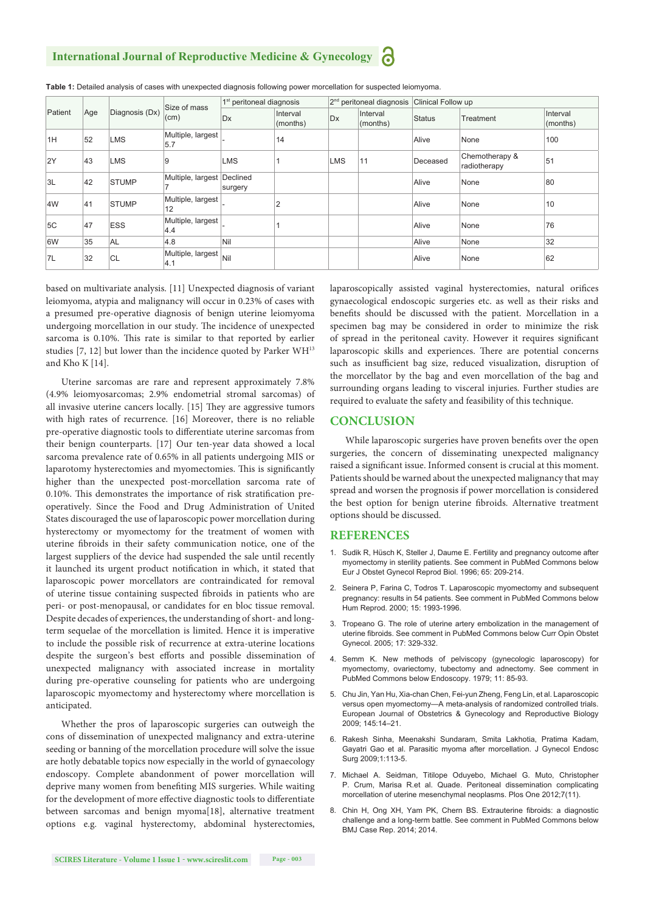**Table 1:** Detailed analysis of cases with unexpected diagnosis following power morcellation for suspected leiomyoma.

| Patient | Age | Diagnosis (Dx) | Size of mass (cm) | 1st peritoneal diagnosis | | 2nd peritoneal diagnosis | | Clinical Follow up | | |
|---|---|---|---|---|---|---|---|---|---|---|
| | | | | Dx | Interval (months) | Dx | Interval (months) | Status | Treatment | Interval (months) |
| 1H | 52 | LMS | Multiple, largest 5.7 | - | 14 | | | Alive | None | 100 |
| 2Y | 43 | LMS | 9 | LMS | 1 | LMS | 11 | Deceased | Chemotherapy & radiotherapy | 51 |
| 3L | 42 | STUMP | Multiple, largest 7 | Declined surgery | | | | Alive | None | 80 |
| 4W | 41 | STUMP | Multiple, largest 12 | - | 2 | | | Alive | None | 10 |
| 5C | 47 | ESS | Multiple, largest 4.4 | - | 1 | | | Alive | None | 76 |
| 6W | 35 | AL | 4.8 | Nil | | | | Alive | None | 32 |
| 7L | 32 | CL | Multiple, largest 4.1 | Nil | | | | Alive | None | 62 |

based on multivariate analysis. [11] Unexpected diagnosis of variant leiomyoma, atypia and malignancy will occur in 0.23% of cases with a presumed pre-operative diagnosis of benign uterine leiomyoma undergoing morcellation in our study. The incidence of unexpected sarcoma is 0.10%. This rate is similar to that reported by earlier studies [7, 12] but lower than the incidence quoted by Parker WH[13] and Kho K [14].

Uterine sarcomas are rare and represent approximately 7.8% (4.9% leiomyosarcomas; 2.9% endometrial stromal sarcomas) of all invasive uterine cancers locally. [15] They are aggressive tumors with high rates of recurrence. [16] Moreover, there is no reliable pre-operative diagnostic tools to differentiate uterine sarcomas from their benign counterparts. [17] Our ten-year data showed a local sarcoma prevalence rate of 0.65% in all patients undergoing MIS or laparotomy hysterectomies and myomectomies. This is significantly higher than the unexpected post-morcellation sarcoma rate of 0.10%. This demonstrates the importance of risk stratification pre-operatively. Since the Food and Drug Administration of United States discouraged the use of laparoscopic power morcellation during hysterectomy or myomectomy for the treatment of women with uterine fibroids in their safety communication notice, one of the largest suppliers of the device had suspended the sale until recently it launched its urgent product notification in which, it stated that laparoscopic power morcellators are contraindicated for removal of uterine tissue containing suspected fibroids in patients who are peri- or post-menopausal, or candidates for en bloc tissue removal. Despite decades of experiences, the understanding of short- and long-term sequelae of the morcellation is limited. Hence it is imperative to include the possible risk of recurrence at extra-uterine locations despite the surgeon's best efforts and possible dissemination of unexpected malignancy with associated increase in mortality during pre-operative counseling for patients who are undergoing laparoscopic myomectomy and hysterectomy where morcellation is anticipated.

Whether the pros of laparoscopic surgeries can outweigh the cons of dissemination of unexpected malignancy and extra-uterine seeding or banning of the morcellation procedure will solve the issue are hotly debatable topics now especially in the world of gynaecology endoscopy. Complete abandonment of power morcellation will deprive many women from benefiting MIS surgeries. While waiting for the development of more effective diagnostic tools to differentiate between sarcomas and benign myoma[18], alternative treatment options e.g. vaginal hysterectomy, abdominal hysterectomies, laparoscopically assisted vaginal hysterectomies, natural orifices gynaecological endoscopic surgeries etc. as well as their risks and benefits should be discussed with the patient. Morcellation in a specimen bag may be considered in order to minimize the risk of spread in the peritoneal cavity. However it requires significant laparoscopic skills and experiences. There are potential concerns such as insufficient bag size, reduced visualization, disruption of the morcellator by the bag and even morcellation of the bag and surrounding organs leading to visceral injuries. Further studies are required to evaluate the safety and feasibility of this technique.

## CONCLUSION

While laparoscopic surgeries have proven benefits over the open surgeries, the concern of disseminating unexpected malignancy raised a significant issue. Informed consent is crucial at this moment. Patients should be warned about the unexpected malignancy that may spread and worsen the prognosis if power morcellation is considered the best option for benign uterine fibroids. Alternative treatment options should be discussed.

## REFERENCES

1. Sudik R, Hüsch K, Steller J, Daume E. Fertility and pregnancy outcome after myomectomy in sterility patients. See comment in PubMed Commons below Eur J Obstet Gynecol Reprod Biol. 1996; 65: 209-214.
2. Seinera P, Farina C, Todros T. Laparoscopic myomectomy and subsequent pregnancy: results in 54 patients. See comment in PubMed Commons below Hum Reprod. 2000; 15: 1993-1996.
3. Tropeano G. The role of uterine artery embolization in the management of uterine fibroids. See comment in PubMed Commons below Curr Opin Obstet Gynecol. 2005; 17: 329-332.
4. Semm K. New methods of pelviscopy (gynecologic laparoscopy) for myomectomy, ovariectomy, tubectomy and adnectomy. See comment in PubMed Commons below Endoscopy. 1979; 11: 85-93.
5. Chu Jin, Yan Hu, Xia-chan Chen, Fei-yun Zheng, Feng Lin, et al. Laparoscopic versus open myomectomy—A meta-analysis of randomized controlled trials. European Journal of Obstetrics & Gynecology and Reproductive Biology 2009; 145:14–21.
6. Rakesh Sinha, Meenakshi Sundaram, Smita Lakhotia, Pratima Kadam, Gayatri Gao et al. Parasitic myoma after morcellation. J Gynecol Endosc Surg 2009;1:113-5.
7. Michael A. Seidman, Titilope Oduyebo, Michael G. Muto, Christopher P. Crum, Marisa R.et al. Quade. Peritoneal dissemination complicating morcellation of uterine mesenchymal neoplasms. Plos One 2012;7(11).
8. Chin H, Ong XH, Yam PK, Chern BS. Extrauterine fibroids: a diagnostic challenge and a long-term battle. See comment in PubMed Commons below BMJ Case Rep. 2014; 2014.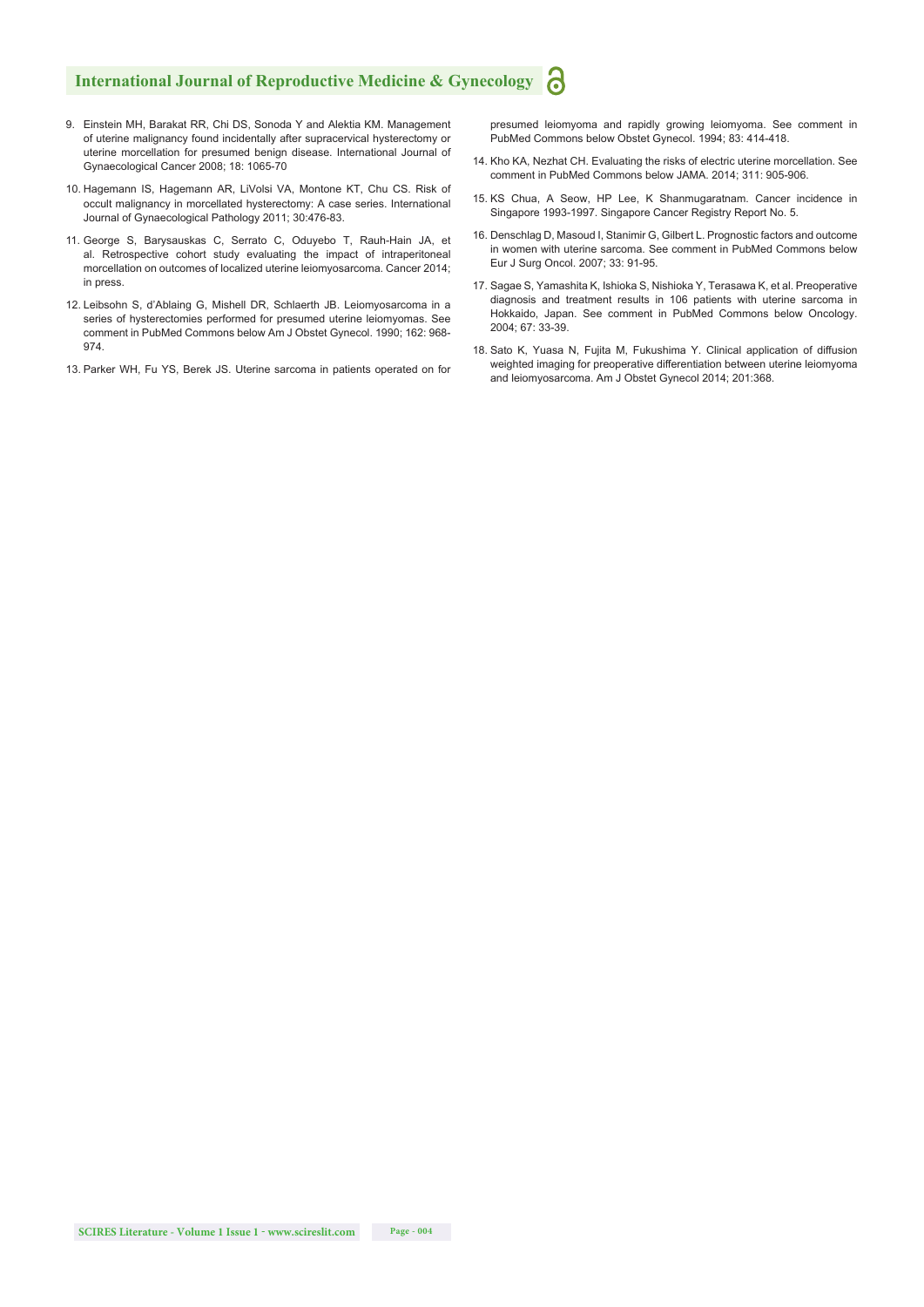9. Einstein MH, Barakat RR, Chi DS, Sonoda Y and Alektia KM. Management of uterine malignancy found incidentally after supracervical hysterectomy or uterine morcellation for presumed benign disease. International Journal of Gynaecological Cancer 2008; 18: 1065-70

10. Hagemann IS, Hagemann AR, LiVolsi VA, Montone KT, Chu CS. Risk of occult malignancy in morcellated hysterectomy: A case series. International Journal of Gynaecological Pathology 2011; 30:476-83.

11. George S, Barysauskas C, Serrato C, Oduyebo T, Rauh-Hain JA, et al. Retrospective cohort study evaluating the impact of intraperitoneal morcellation on outcomes of localized uterine leiomyosarcoma. Cancer 2014; in press.

12. Leibsohn S, d'Ablaing G, Mishell DR, Schlaerth JB. Leiomyosarcoma in a series of hysterectomies performed for presumed uterine leiomyomas. See comment in PubMed Commons below Am J Obstet Gynecol. 1990; 162: 968-974.

13. Parker WH, Fu YS, Berek JS. Uterine sarcoma in patients operated on for presumed leiomyoma and rapidly growing leiomyoma. See comment in PubMed Commons below Obstet Gynecol. 1994; 83: 414-418.

14. Kho KA, Nezhat CH. Evaluating the risks of electric uterine morcellation. See comment in PubMed Commons below JAMA. 2014; 311: 905-906.

15. KS Chua, A Seow, HP Lee, K Shanmugaratnam. Cancer incidence in Singapore 1993-1997. Singapore Cancer Registry Report No. 5.

16. Denschlag D, Masoud I, Stanimir G, Gilbert L. Prognostic factors and outcome in women with uterine sarcoma. See comment in PubMed Commons below Eur J Surg Oncol. 2007; 33: 91-95.

17. Sagae S, Yamashita K, Ishioka S, Nishioka Y, Terasawa K, et al. Preoperative diagnosis and treatment results in 106 patients with uterine sarcoma in Hokkaido, Japan. See comment in PubMed Commons below Oncology. 2004; 67: 33-39.

18. Sato K, Yuasa N, Fujita M, Fukushima Y. Clinical application of diffusion weighted imaging for preoperative differentiation between uterine leiomyoma and leiomyosarcoma. Am J Obstet Gynecol 2014; 201:368.